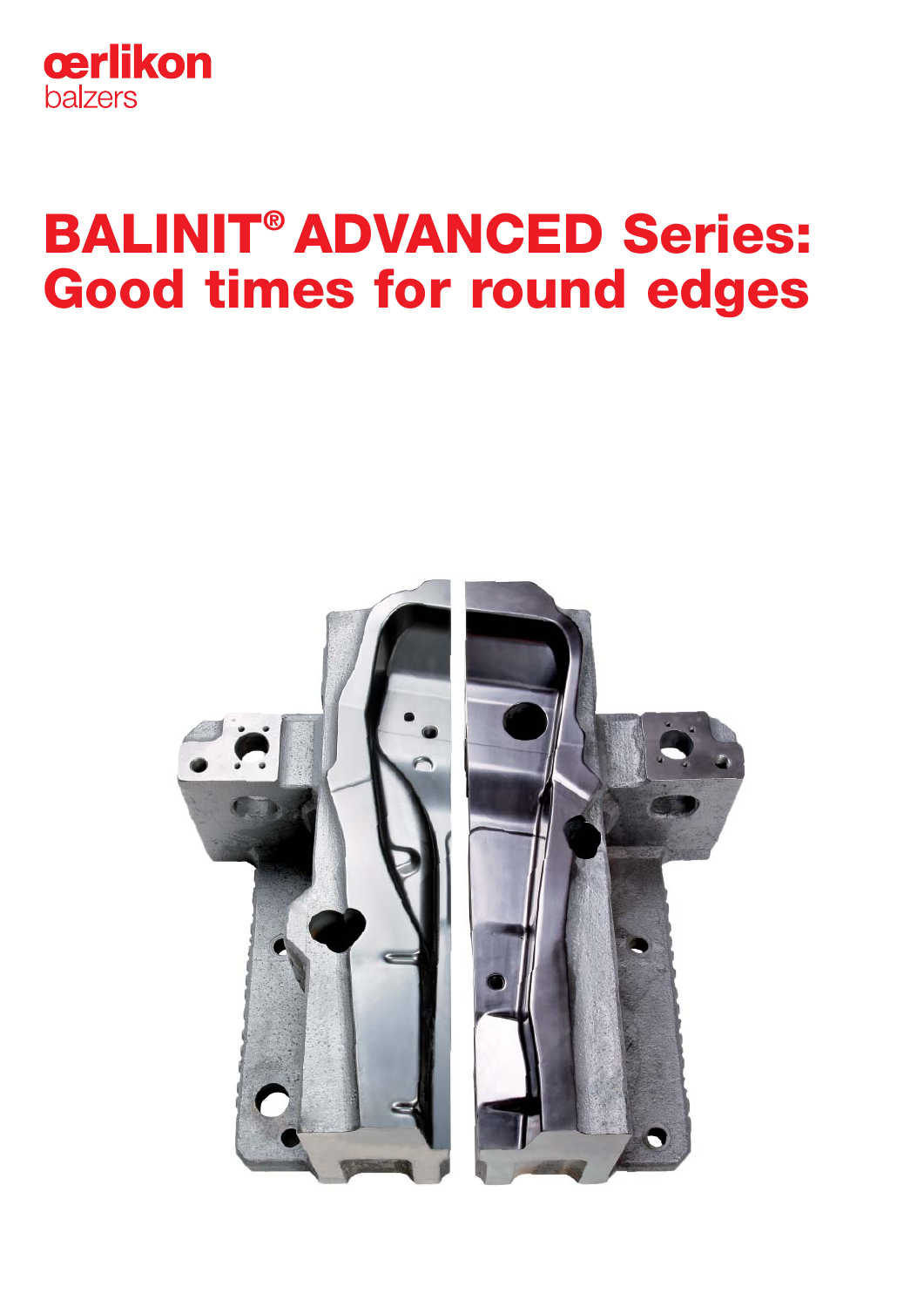oerlikon
balzers

# BALINIT® ADVANCED Series: Good times for round edges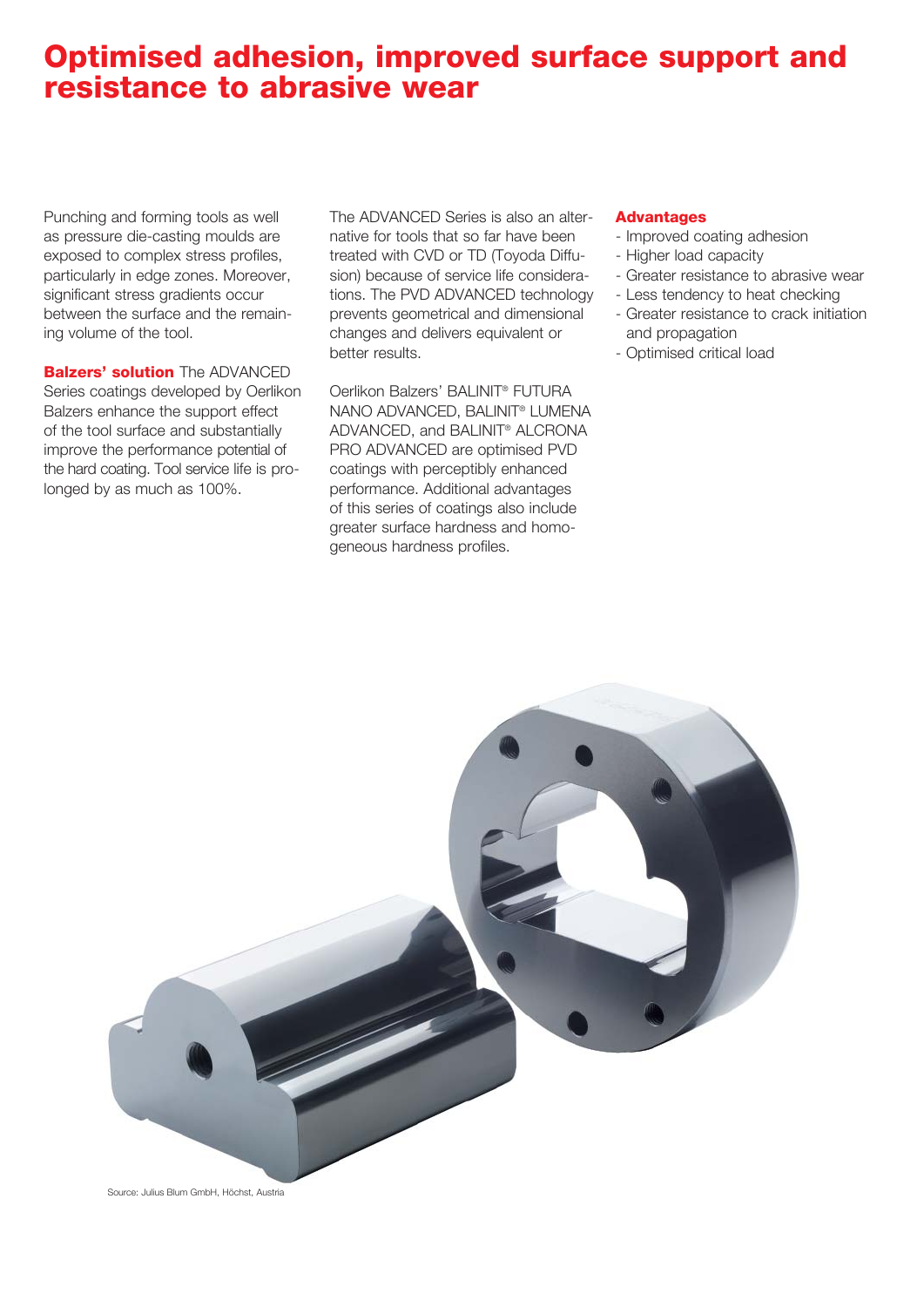# Optimised adhesion, improved surface support and resistance to abrasive wear

Punching and forming tools as well as pressure die-casting moulds are exposed to complex stress profiles, particularly in edge zones. Moreover, significant stress gradients occur between the surface and the remaining volume of the tool.

**Balzers' solution** The ADVANCED Series coatings developed by Oerlikon Balzers enhance the support effect of the tool surface and substantially improve the performance potential of the hard coating. Tool service life is prolonged by as much as 100%.

The ADVANCED Series is also an alternative for tools that so far have been treated with CVD or TD (Toyoda Diffusion) because of service life considerations. The PVD ADVANCED technology prevents geometrical and dimensional changes and delivers equivalent or better results.

Oerlikon Balzers' BALINIT® FUTURA NANO ADVANCED, BALINIT® LUMENA ADVANCED, and BALINIT® ALCRONA PRO ADVANCED are optimised PVD coatings with perceptibly enhanced performance. Additional advantages of this series of coatings also include greater surface hardness and homogeneous hardness profiles.

**Advantages**

- Improved coating adhesion
- Higher load capacity
- Greater resistance to abrasive wear
- Less tendency to heat checking
- Greater resistance to crack initiation and propagation
- Optimised critical load

Source: Julius Blum GmbH, Höchst, Austria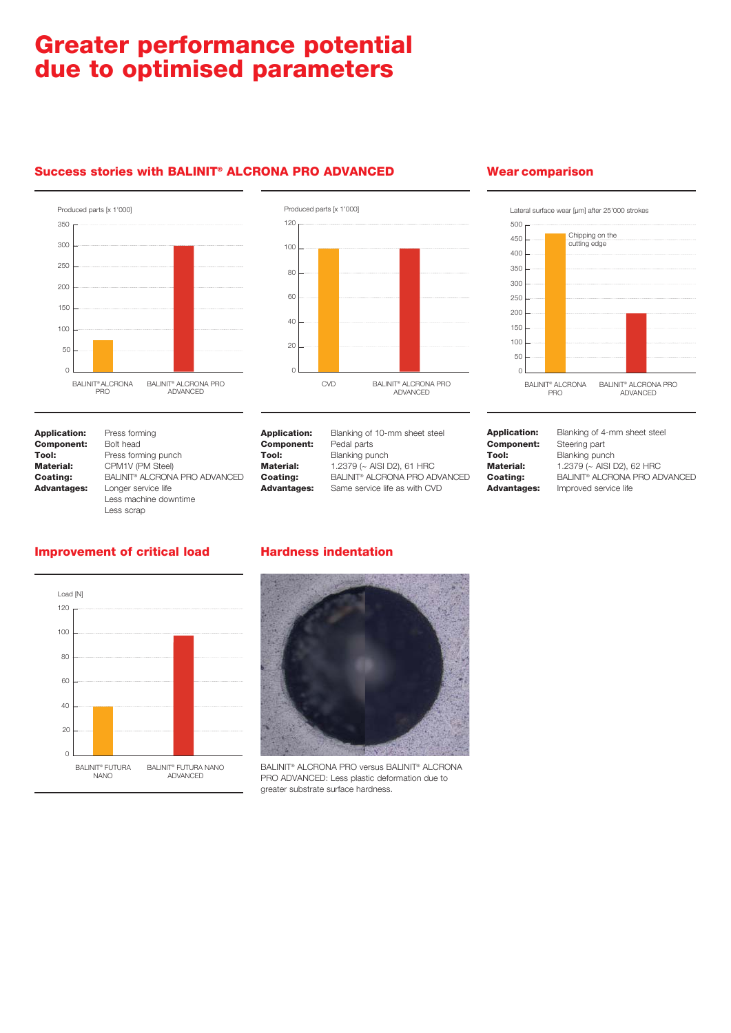# Greater performance potential due to optimised parameters

## Success stories with BALINIT® ALCRONA PRO ADVANCED

Produced parts [x 1'000]

BALINIT® ALCRONA PRO | BALINIT® ALCRONA PRO ADVANCED

| | |
|---|---|
| **Application:** | Press forming |
| **Component:** | Bolt head |
| **Tool:** | Press forming punch |
| **Material:** | CPM1V (PM Steel) |
| **Coating:** | BALINIT® ALCRONA PRO ADVANCED |
| **Advantages:** | Longer service life<br>Less machine downtime<br>Less scrap |

Produced parts [x 1'000]

CVD | BALINIT® ALCRONA PRO ADVANCED

| | |
|---|---|
| **Application:** | Blanking of 10-mm sheet steel |
| **Component:** | Pedal parts |
| **Tool:** | Blanking punch |
| **Material:** | 1.2379 (~ AISI D2), 61 HRC |
| **Coating:** | BALINIT® ALCRONA PRO ADVANCED |
| **Advantages:** | Same service life as with CVD |

## Wear comparison

Lateral surface wear [µm] after 25'000 strokes

Chipping on the cutting edge

BALINIT® ALCRONA PRO | BALINIT® ALCRONA PRO ADVANCED

| | |
|---|---|
| **Application:** | Blanking of 4-mm sheet steel |
| **Component:** | Steering part |
| **Tool:** | Blanking punch |
| **Material:** | 1.2379 (~ AISI D2), 62 HRC |
| **Coating:** | BALINIT® ALCRONA PRO ADVANCED |
| **Advantages:** | Improved service life |

## Improvement of critical load

Load [N]

BALINIT® FUTURA NANO | BALINIT® FUTURA NANO ADVANCED

## Hardness indentation

BALINIT® ALCRONA PRO versus BALINIT® ALCRONA PRO ADVANCED: Less plastic deformation due to greater substrate surface hardness.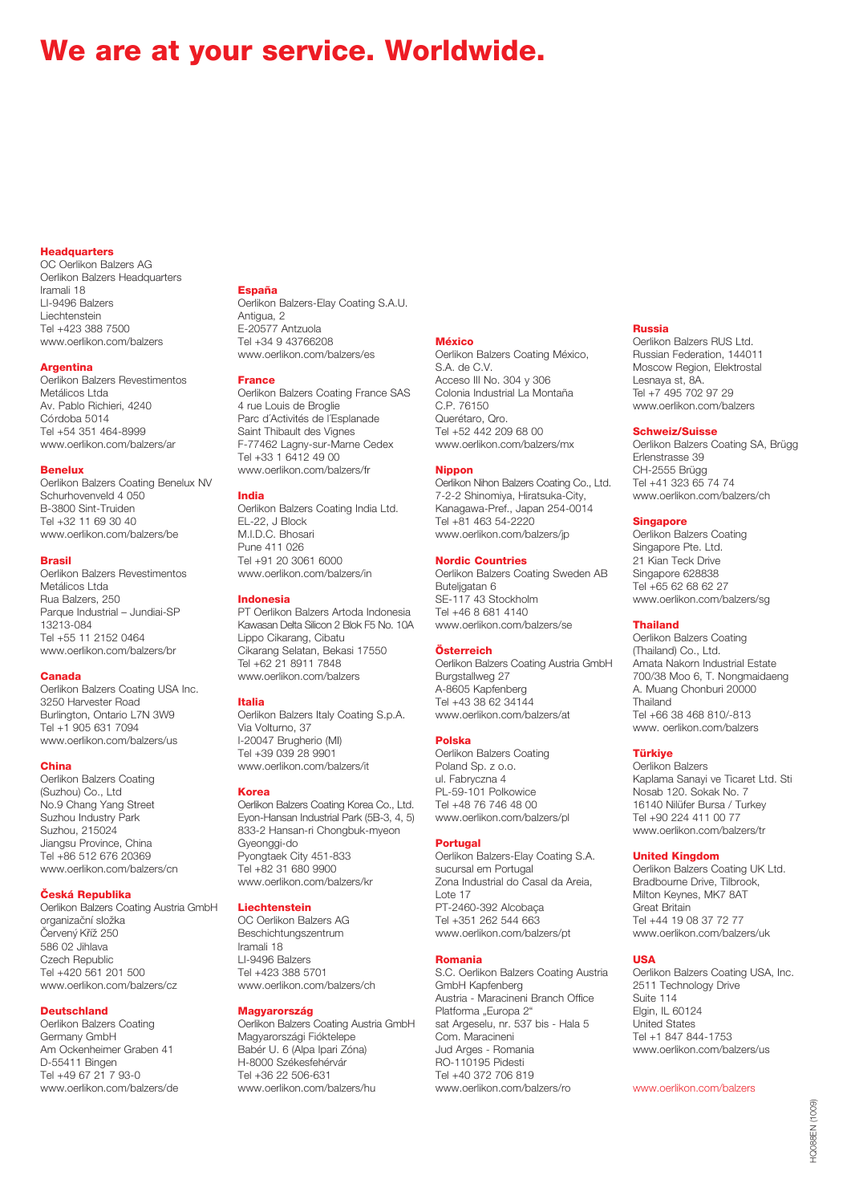# We are at your service. Worldwide.

**Headquarters**
OC Oerlikon Balzers AG
Oerlikon Balzers Headquarters
Iramali 18
LI-9496 Balzers
Liechtenstein
Tel +423 388 7500
www.oerlikon.com/balzers

**Argentina**
Oerlikon Balzers Revestimentos
Metálicos Ltda
Av. Pablo Richieri, 4240
Córdoba 5014
Tel +54 351 464-8999
www.oerlikon.com/balzers/ar

**Benelux**
Oerlikon Balzers Coating Benelux NV
Schurhovenveld 4 050
B-3800 Sint-Truiden
Tel +32 11 69 30 40
www.oerlikon.com/balzers/be

**Brasil**
Oerlikon Balzers Revestimentos
Metálicos Ltda
Rua Balzers, 250
Parque Industrial – Jundiai-SP
13213-084
Tel +55 11 2152 0464
www.oerlikon.com/balzers/br

**Canada**
Oerlikon Balzers Coating USA Inc.
3250 Harvester Road
Burlington, Ontario L7N 3W9
Tel +1 905 631 7094
www.oerlikon.com/balzers/us

**China**
Oerlikon Balzers Coating
(Suzhou) Co., Ltd
No.9 Chang Yang Street
Suzhou Industry Park
Suzhou, 215024
Jiangsu Province, China
Tel +86 512 676 20369
www.oerlikon.com/balzers/cn

**Česká Republika**
Oerlikon Balzers Coating Austria GmbH
organizační složka
Červený Kříž 250
586 02 Jihlava
Czech Republic
Tel +420 561 201 500
www.oerlikon.com/balzers/cz

**Deutschland**
Oerlikon Balzers Coating
Germany GmbH
Am Ockenheimer Graben 41
D-55411 Bingen
Tel +49 67 21 7 93-0
www.oerlikon.com/balzers/de

**España**
Oerlikon Balzers-Elay Coating S.A.U.
Antigua, 2
E-20577 Antzuola
Tel +34 9 43766208
www.oerlikon.com/balzers/es

**France**
Oerlikon Balzers Coating France SAS
4 rue Louis de Broglie
Parc d'Activités de l'Esplanade
Saint Thibault des Vignes
F-77462 Lagny-sur-Marne Cedex
Tel +33 1 6412 49 00
www.oerlikon.com/balzers/fr

**India**
Oerlikon Balzers Coating India Ltd.
EL-22, J Block
M.I.D.C. Bhosari
Pune 411 026
Tel +91 20 3061 6000
www.oerlikon.com/balzers/in

**Indonesia**
PT Oerlikon Balzers Artoda Indonesia
Kawasan Delta Silicon 2 Blok F5 No. 10A
Lippo Cikarang, Cibatu
Cikarang Selatan, Bekasi 17550
Tel +62 21 8911 7848
www.oerlikon.com/balzers

**Italia**
Oerlikon Balzers Italy Coating S.p.A.
Via Volturno, 37
I-20047 Brugherio (MI)
Tel +39 039 28 9901
www.oerlikon.com/balzers/it

**Korea**
Oerlikon Balzers Coating Korea Co., Ltd.
Eyon-Hansan Industrial Park (5B-3, 4, 5)
833-2 Hansan-ri Chongbuk-myeon
Gyeonggi-do
Pyongtaek City 451-833
Tel +82 31 680 9900
www.oerlikon.com/balzers/kr

**Liechtenstein**
OC Oerlikon Balzers AG
Beschichtungszentrum
Iramali 18
LI-9496 Balzers
Tel +423 388 5701
www.oerlikon.com/balzers/ch

**Magyarország**
Oerlikon Balzers Coating Austria GmbH
Magyarországi Fióktelepe
Babér U. 6 (Alpa Ipari Zóna)
H-8000 Székesfehérvár
Tel +36 22 506-631
www.oerlikon.com/balzers/hu

**México**
Oerlikon Balzers Coating México,
S.A. de C.V.
Acceso III No. 304 y 306
Colonia Industrial La Montaña
C.P. 76150
Querétaro, Qro.
Tel +52 442 209 68 00
www.oerlikon.com/balzers/mx

**Nippon**
Oerlikon Nihon Balzers Coating Co., Ltd.
7-2-2 Shinomiya, Hiratsuka-City,
Kanagawa-Pref., Japan 254-0014
Tel +81 463 54-2220
www.oerlikon.com/balzers/jp

**Nordic Countries**
Oerlikon Balzers Coating Sweden AB
Buteljgatan 6
SE-117 43 Stockholm
Tel +46 8 681 4140
www.oerlikon.com/balzers/se

**Österreich**
Oerlikon Balzers Coating Austria GmbH
Burgstallweg 27
A-8605 Kapfenberg
Tel +43 38 62 34144
www.oerlikon.com/balzers/at

**Polska**
Oerlikon Balzers Coating
Poland Sp. z o.o.
ul. Fabryczna 4
PL-59-101 Polkowice
Tel +48 76 746 48 00
www.oerlikon.com/balzers/pl

**Portugal**
Oerlikon Balzers-Elay Coating S.A.
sucursal em Portugal
Zona Industrial do Casal da Areia,
Lote 17
PT-2460-392 Alcobaça
Tel +351 262 544 663
www.oerlikon.com/balzers/pt

**Romania**
S.C. Oerlikon Balzers Coating Austria
GmbH Kapfenberg
Austria - Maracineni Branch Office
Platforma „Europa 2"
sat Argeselu, nr. 537 bis - Hala 5
Com. Maracineni
Jud Arges - Romania
RO-110195 Pidesti
Tel +40 372 706 819
www.oerlikon.com/balzers/ro

**Russia**
Oerlikon Balzers RUS Ltd.
Russian Federation, 144011
Moscow Region, Elektrostal
Lesnaya st, 8A.
Tel +7 495 702 97 29
www.oerlikon.com/balzers

**Schweiz/Suisse**
Oerlikon Balzers Coating SA, Brügg
Erlenstrasse 39
CH-2555 Brügg
Tel +41 323 65 74 74
www.oerlikon.com/balzers/ch

**Singapore**
Oerlikon Balzers Coating
Singapore Pte. Ltd.
21 Kian Teck Drive
Singapore 628838
Tel +65 62 68 62 27
www.oerlikon.com/balzers/sg

**Thailand**
Oerlikon Balzers Coating
(Thailand) Co., Ltd.
Amata Nakorn Industrial Estate
700/38 Moo 6, T. Nongmaidaeng
A. Muang Chonburi 20000
Thailand
Tel +66 38 468 810/-813
www. oerlikon.com/balzers

**Türkiye**
Oerlikon Balzers
Kaplama Sanayi ve Ticaret Ltd. Sti
Nosab 120. Sokak No. 7
16140 Nilüfer Bursa / Turkey
Tel +90 224 411 00 77
www.oerlikon.com/balzers/tr

**United Kingdom**
Oerlikon Balzers Coating UK Ltd.
Bradbourne Drive, Tilbrook,
Milton Keynes, MK7 8AT
Great Britain
Tel +44 19 08 37 72 77
www.oerlikon.com/balzers/uk

**USA**
Oerlikon Balzers Coating USA, Inc.
2511 Technology Drive
Suite 114
Elgin, IL 60124
United States
Tel +1 847 844-1753
www.oerlikon.com/balzers/us

www.oerlikon.com/balzers

HQ08EN (1009)